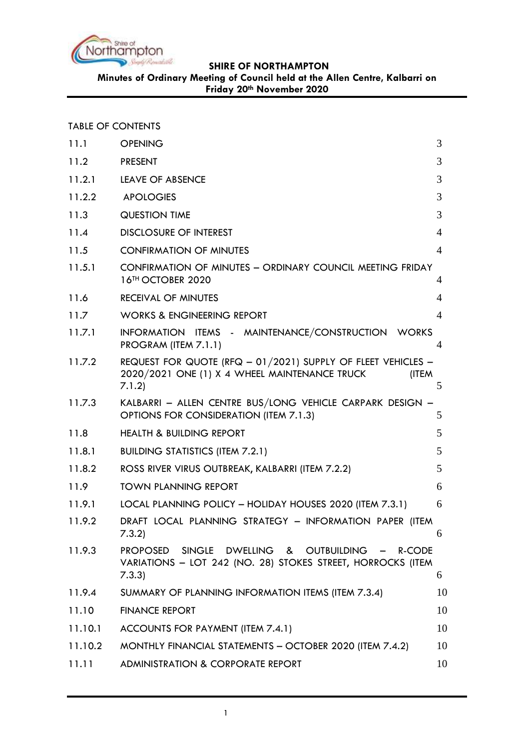**SHIRE OF NORTHAMPTON**

**Minutes of Ordinary Meeting of Council held at the Allen Centre, Kalbarri on Friday 20th November 2020**

TABLE OF CONTENTS

| | | |
|---|---|---|
| 11.1 | OPENING | 3 |
| 11.2 | PRESENT | 3 |
| 11.2.1 | LEAVE OF ABSENCE | 3 |
| 11.2.2 | APOLOGIES | 3 |
| 11.3 | QUESTION TIME | 3 |
| 11.4 | DISCLOSURE OF INTEREST | 4 |
| 11.5 | CONFIRMATION OF MINUTES | 4 |
| 11.5.1 | CONFIRMATION OF MINUTES – ORDINARY COUNCIL MEETING FRIDAY 16TH OCTOBER 2020 | 4 |
| 11.6 | RECEIVAL OF MINUTES | 4 |
| 11.7 | WORKS & ENGINEERING REPORT | 4 |
| 11.7.1 | INFORMATION ITEMS - MAINTENANCE/CONSTRUCTION WORKS PROGRAM (ITEM 7.1.1) | 4 |
| 11.7.2 | REQUEST FOR QUOTE (RFQ – 01/2021) SUPPLY OF FLEET VEHICLES – 2020/2021 ONE (1) X 4 WHEEL MAINTENANCE TRUCK (ITEM 7.1.2) | 5 |
| 11.7.3 | KALBARRI – ALLEN CENTRE BUS/LONG VEHICLE CARPARK DESIGN – OPTIONS FOR CONSIDERATION (ITEM 7.1.3) | 5 |
| 11.8 | HEALTH & BUILDING REPORT | 5 |
| 11.8.1 | BUILDING STATISTICS (ITEM 7.2.1) | 5 |
| 11.8.2 | ROSS RIVER VIRUS OUTBREAK, KALBARRI (ITEM 7.2.2) | 5 |
| 11.9 | TOWN PLANNING REPORT | 6 |
| 11.9.1 | LOCAL PLANNING POLICY – HOLIDAY HOUSES 2020 (ITEM 7.3.1) | 6 |
| 11.9.2 | DRAFT LOCAL PLANNING STRATEGY – INFORMATION PAPER (ITEM 7.3.2) | 6 |
| 11.9.3 | PROPOSED SINGLE DWELLING & OUTBUILDING – R-CODE VARIATIONS – LOT 242 (NO. 28) STOKES STREET, HORROCKS (ITEM 7.3.3) | 6 |
| 11.9.4 | SUMMARY OF PLANNING INFORMATION ITEMS (ITEM 7.3.4) | 10 |
| 11.10 | FINANCE REPORT | 10 |
| 11.10.1 | ACCOUNTS FOR PAYMENT (ITEM 7.4.1) | 10 |
| 11.10.2 | MONTHLY FINANCIAL STATEMENTS – OCTOBER 2020 (ITEM 7.4.2) | 10 |
| 11.11 | ADMINISTRATION & CORPORATE REPORT | 10 |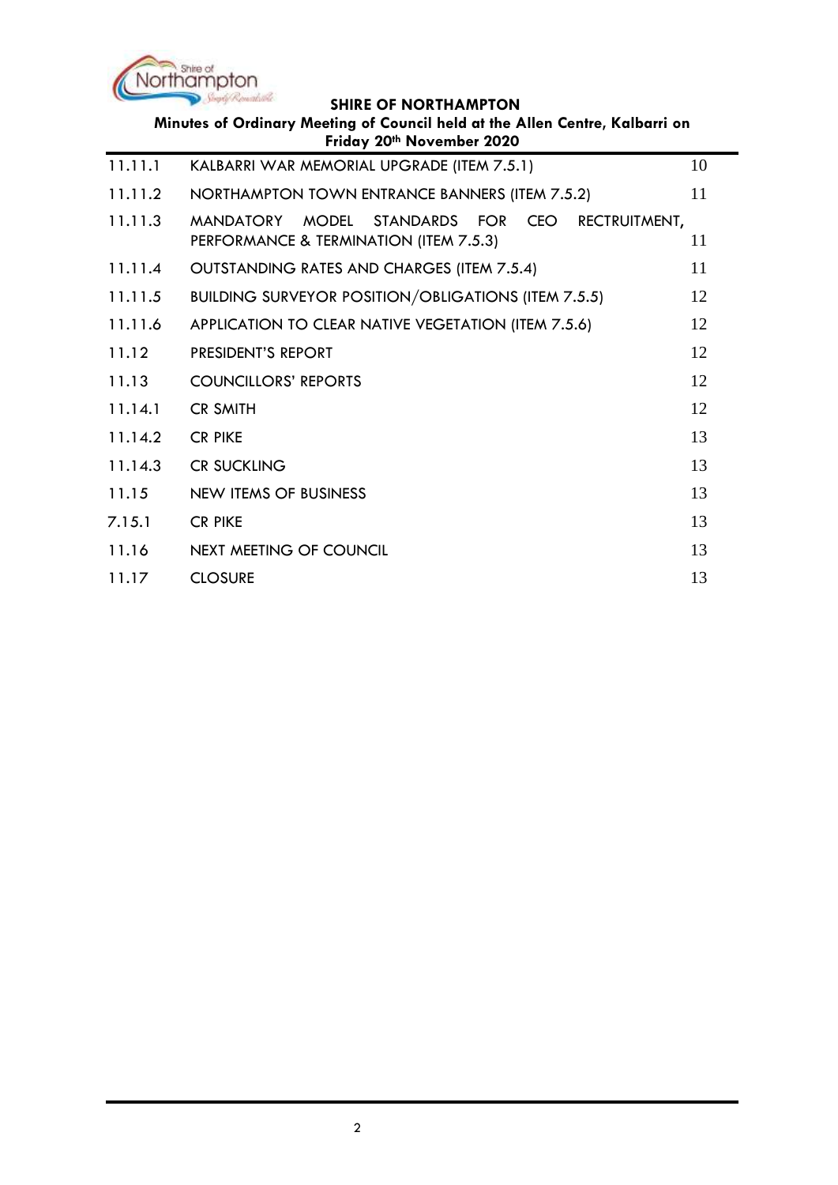| | | |
|---|---|---|
| 11.11.1 | KALBARRI WAR MEMORIAL UPGRADE (ITEM 7.5.1) | 10 |
| 11.11.2 | NORTHAMPTON TOWN ENTRANCE BANNERS (ITEM 7.5.2) | 11 |
| 11.11.3 | MANDATORY MODEL STANDARDS FOR CEO RECTRUITMENT, PERFORMANCE & TERMINATION (ITEM 7.5.3) | 11 |
| 11.11.4 | OUTSTANDING RATES AND CHARGES (ITEM 7.5.4) | 11 |
| 11.11.5 | BUILDING SURVEYOR POSITION/OBLIGATIONS (ITEM 7.5.5) | 12 |
| 11.11.6 | APPLICATION TO CLEAR NATIVE VEGETATION (ITEM 7.5.6) | 12 |
| 11.12 | PRESIDENT'S REPORT | 12 |
| 11.13 | COUNCILLORS' REPORTS | 12 |
| 11.14.1 | CR SMITH | 12 |
| 11.14.2 | CR PIKE | 13 |
| 11.14.3 | CR SUCKLING | 13 |
| 11.15 | NEW ITEMS OF BUSINESS | 13 |
| 7.15.1 | CR PIKE | 13 |
| 11.16 | NEXT MEETING OF COUNCIL | 13 |
| 11.17 | CLOSURE | 13 |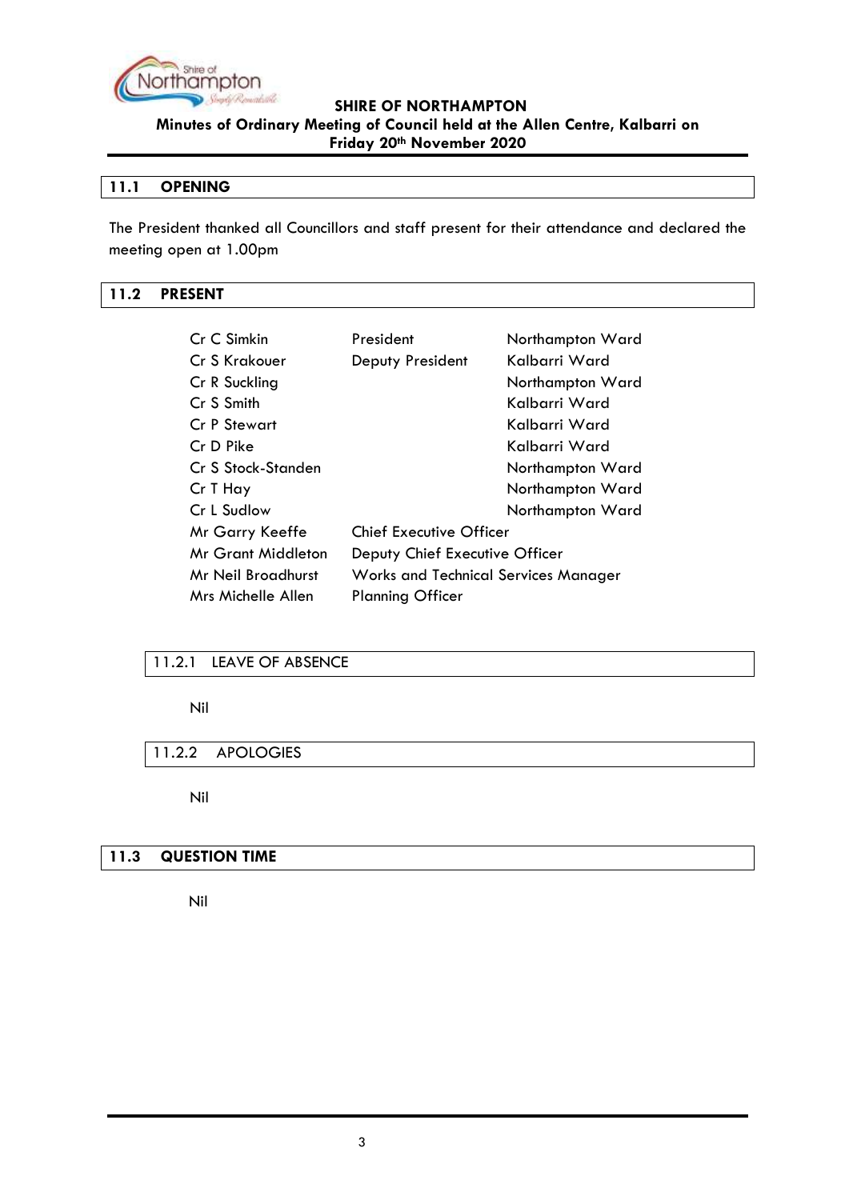## 11.1 OPENING

The President thanked all Councillors and staff present for their attendance and declared the meeting open at 1.00pm

## 11.2 PRESENT

| | | |
|---|---|---|
| Cr C Simkin | President | Northampton Ward |
| Cr S Krakouer | Deputy President | Kalbarri Ward |
| Cr R Suckling | | Northampton Ward |
| Cr S Smith | | Kalbarri Ward |
| Cr P Stewart | | Kalbarri Ward |
| Cr D Pike | | Kalbarri Ward |
| Cr S Stock-Standen | | Northampton Ward |
| Cr T Hay | | Northampton Ward |
| Cr L Sudlow | | Northampton Ward |
| Mr Garry Keeffe | Chief Executive Officer | |
| Mr Grant Middleton | Deputy Chief Executive Officer | |
| Mr Neil Broadhurst | Works and Technical Services Manager | |
| Mrs Michelle Allen | Planning Officer | |

### 11.2.1 LEAVE OF ABSENCE

Nil

### 11.2.2 APOLOGIES

Nil

## 11.3 QUESTION TIME

Nil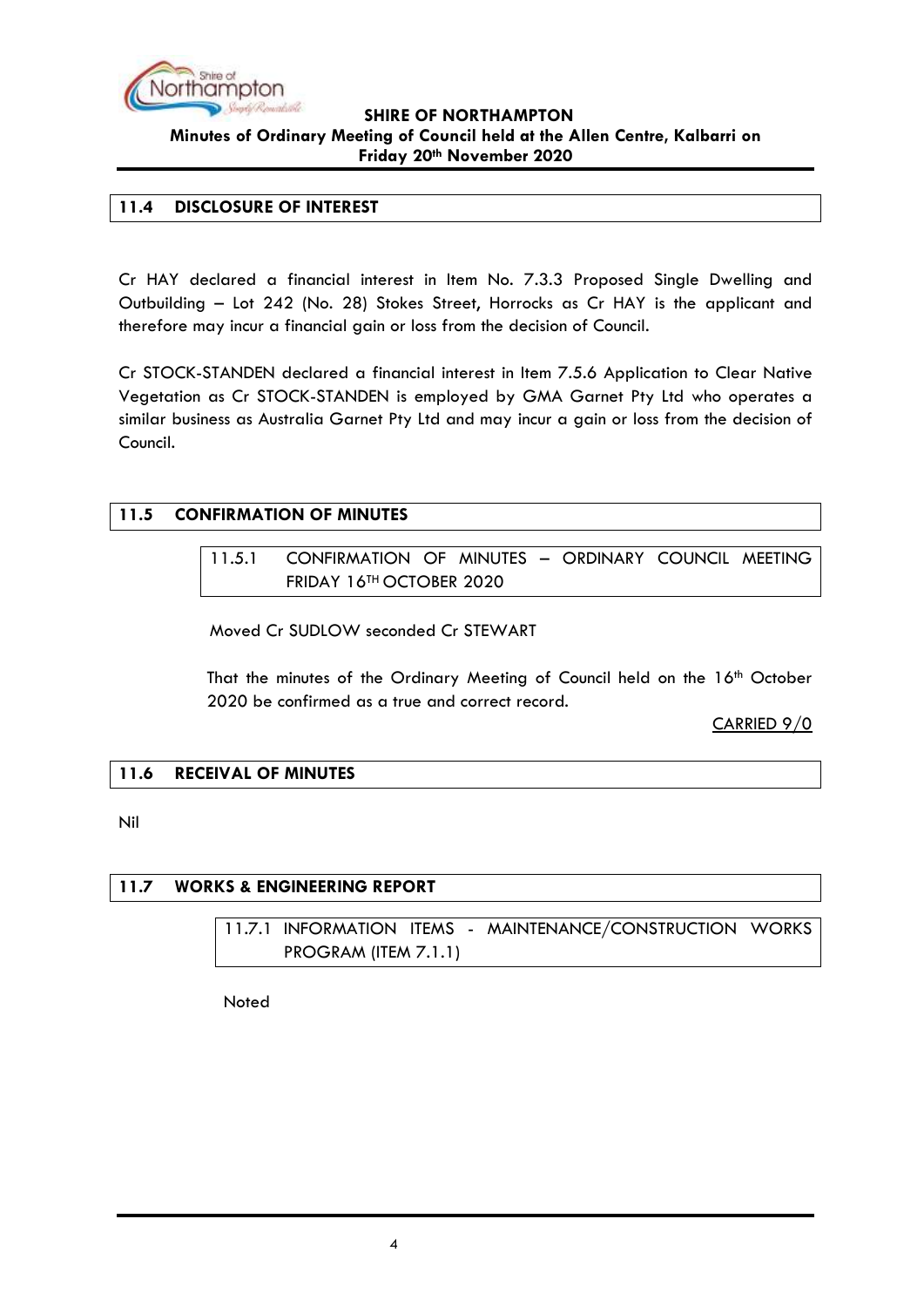## 11.4 DISCLOSURE OF INTEREST

Cr HAY declared a financial interest in Item No. 7.3.3 Proposed Single Dwelling and Outbuilding – Lot 242 (No. 28) Stokes Street, Horrocks as Cr HAY is the applicant and therefore may incur a financial gain or loss from the decision of Council.

Cr STOCK-STANDEN declared a financial interest in Item 7.5.6 Application to Clear Native Vegetation as Cr STOCK-STANDEN is employed by GMA Garnet Pty Ltd who operates a similar business as Australia Garnet Pty Ltd and may incur a gain or loss from the decision of Council.

## 11.5 CONFIRMATION OF MINUTES

### 11.5.1 CONFIRMATION OF MINUTES – ORDINARY COUNCIL MEETING FRIDAY 16TH OCTOBER 2020

Moved Cr SUDLOW seconded Cr STEWART

That the minutes of the Ordinary Meeting of Council held on the 16th October 2020 be confirmed as a true and correct record.

CARRIED 9/0

## 11.6 RECEIVAL OF MINUTES

Nil

## 11.7 WORKS & ENGINEERING REPORT

### 11.7.1 INFORMATION ITEMS - MAINTENANCE/CONSTRUCTION WORKS PROGRAM (ITEM 7.1.1)

Noted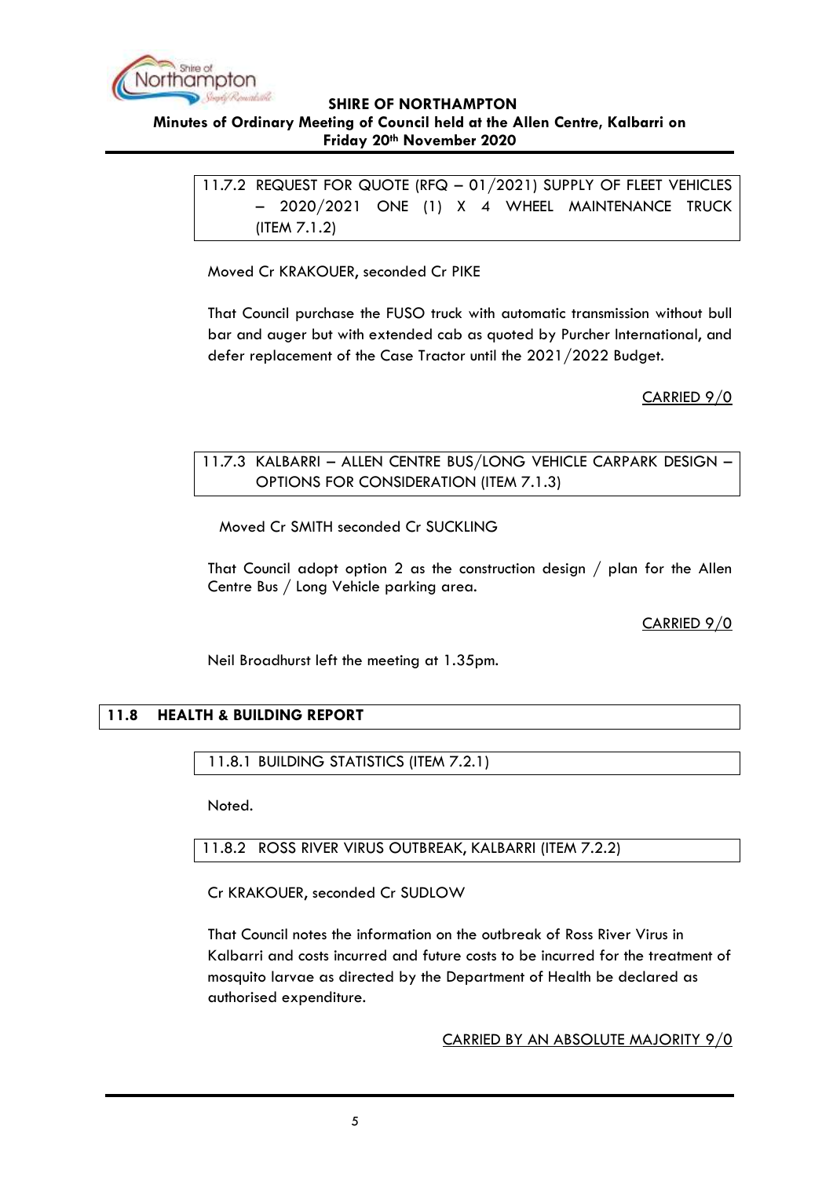### 11.7.2 REQUEST FOR QUOTE (RFQ – 01/2021) SUPPLY OF FLEET VEHICLES – 2020/2021 ONE (1) X 4 WHEEL MAINTENANCE TRUCK (ITEM 7.1.2)

Moved Cr KRAKOUER, seconded Cr PIKE

That Council purchase the FUSO truck with automatic transmission without bull bar and auger but with extended cab as quoted by Purcher International, and defer replacement of the Case Tractor until the 2021/2022 Budget.

CARRIED 9/0

### 11.7.3 KALBARRI – ALLEN CENTRE BUS/LONG VEHICLE CARPARK DESIGN – OPTIONS FOR CONSIDERATION (ITEM 7.1.3)

Moved Cr SMITH seconded Cr SUCKLING

That Council adopt option 2 as the construction design / plan for the Allen Centre Bus / Long Vehicle parking area.

CARRIED 9/0

Neil Broadhurst left the meeting at 1.35pm.

## 11.8 HEALTH & BUILDING REPORT

### 11.8.1 BUILDING STATISTICS (ITEM 7.2.1)

Noted.

### 11.8.2 ROSS RIVER VIRUS OUTBREAK, KALBARRI (ITEM 7.2.2)

Cr KRAKOUER, seconded Cr SUDLOW

That Council notes the information on the outbreak of Ross River Virus in Kalbarri and costs incurred and future costs to be incurred for the treatment of mosquito larvae as directed by the Department of Health be declared as authorised expenditure.

CARRIED BY AN ABSOLUTE MAJORITY 9/0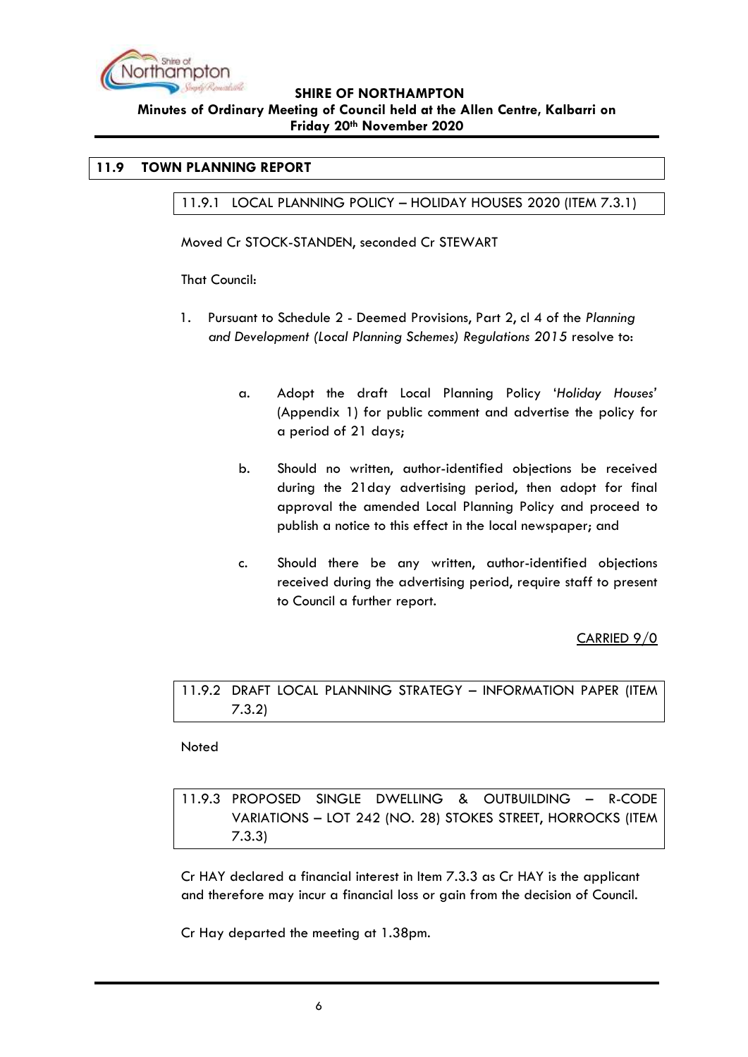## 11.9 TOWN PLANNING REPORT

### 11.9.1 LOCAL PLANNING POLICY – HOLIDAY HOUSES 2020 (ITEM 7.3.1)

Moved Cr STOCK-STANDEN, seconded Cr STEWART

That Council:

1. Pursuant to Schedule 2 - Deemed Provisions, Part 2, cl 4 of the *Planning and Development (Local Planning Schemes) Regulations 2015* resolve to:

    a. Adopt the draft Local Planning Policy '*Holiday Houses*' (Appendix 1) for public comment and advertise the policy for a period of 21 days;

    b. Should no written, author-identified objections be received during the 21day advertising period, then adopt for final approval the amended Local Planning Policy and proceed to publish a notice to this effect in the local newspaper; and

    c. Should there be any written, author-identified objections received during the advertising period, require staff to present to Council a further report.

CARRIED 9/0

### 11.9.2 DRAFT LOCAL PLANNING STRATEGY – INFORMATION PAPER (ITEM 7.3.2)

Noted

### 11.9.3 PROPOSED SINGLE DWELLING & OUTBUILDING – R-CODE VARIATIONS – LOT 242 (NO. 28) STOKES STREET, HORROCKS (ITEM 7.3.3)

Cr HAY declared a financial interest in Item 7.3.3 as Cr HAY is the applicant and therefore may incur a financial loss or gain from the decision of Council.

Cr Hay departed the meeting at 1.38pm.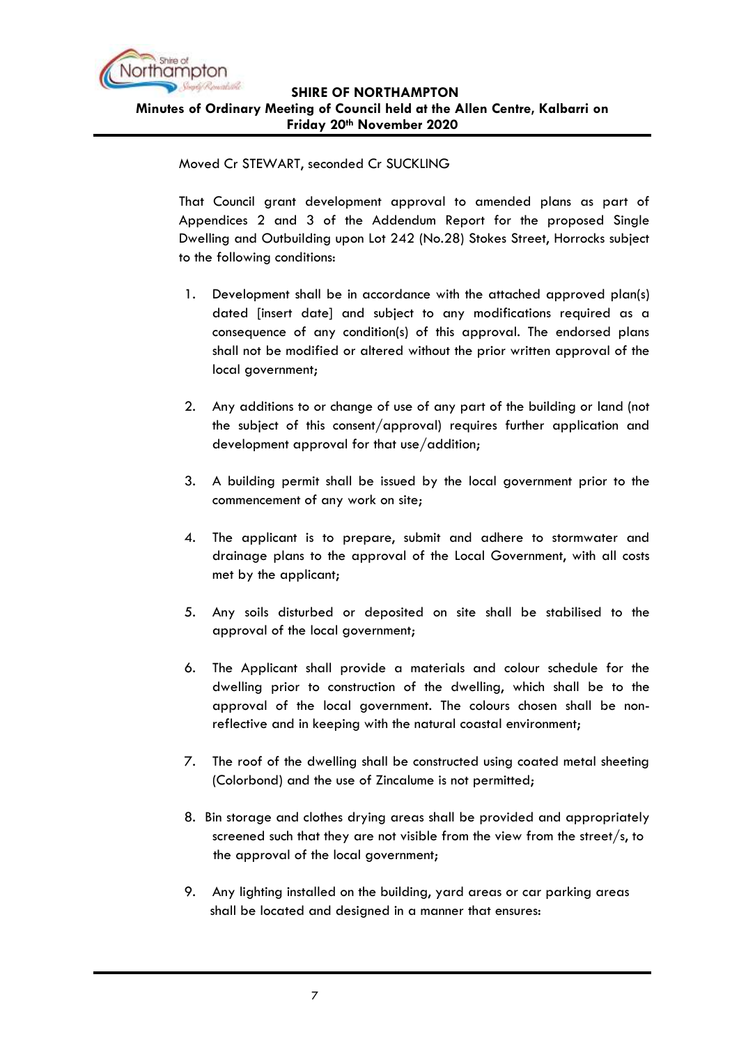Moved Cr STEWART, seconded Cr SUCKLING

That Council grant development approval to amended plans as part of Appendices 2 and 3 of the Addendum Report for the proposed Single Dwelling and Outbuilding upon Lot 242 (No.28) Stokes Street, Horrocks subject to the following conditions:

1. Development shall be in accordance with the attached approved plan(s) dated [insert date] and subject to any modifications required as a consequence of any condition(s) of this approval. The endorsed plans shall not be modified or altered without the prior written approval of the local government;

2. Any additions to or change of use of any part of the building or land (not the subject of this consent/approval) requires further application and development approval for that use/addition;

3. A building permit shall be issued by the local government prior to the commencement of any work on site;

4. The applicant is to prepare, submit and adhere to stormwater and drainage plans to the approval of the Local Government, with all costs met by the applicant;

5. Any soils disturbed or deposited on site shall be stabilised to the approval of the local government;

6. The Applicant shall provide a materials and colour schedule for the dwelling prior to construction of the dwelling, which shall be to the approval of the local government. The colours chosen shall be non-reflective and in keeping with the natural coastal environment;

7. The roof of the dwelling shall be constructed using coated metal sheeting (Colorbond) and the use of Zincalume is not permitted;

8. Bin storage and clothes drying areas shall be provided and appropriately screened such that they are not visible from the view from the street/s, to the approval of the local government;

9. Any lighting installed on the building, yard areas or car parking areas shall be located and designed in a manner that ensures: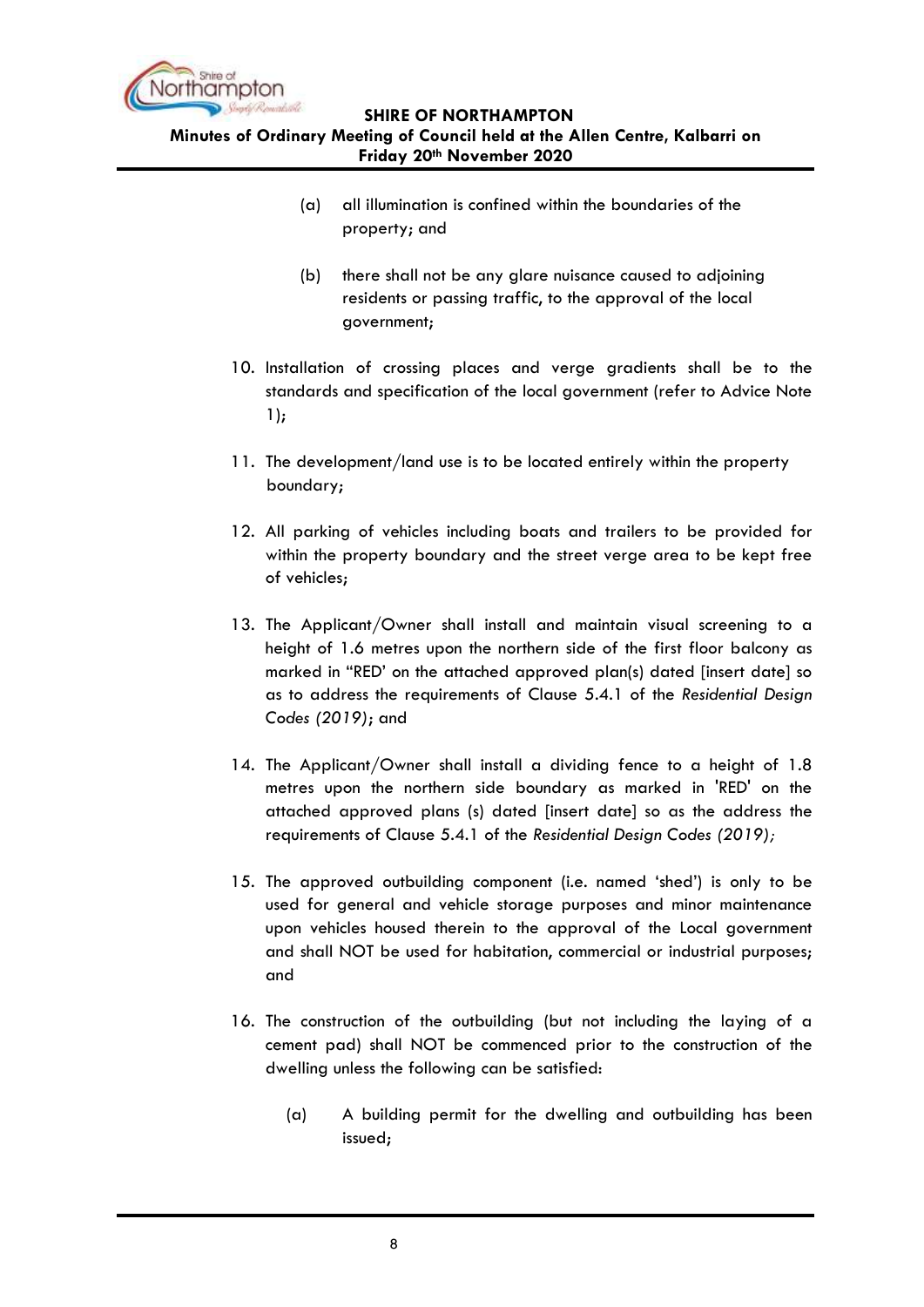(a) all illumination is confined within the boundaries of the property; and

(b) there shall not be any glare nuisance caused to adjoining residents or passing traffic, to the approval of the local government;

10. Installation of crossing places and verge gradients shall be to the standards and specification of the local government (refer to Advice Note 1);

11. The development/land use is to be located entirely within the property boundary;

12. All parking of vehicles including boats and trailers to be provided for within the property boundary and the street verge area to be kept free of vehicles;

13. The Applicant/Owner shall install and maintain visual screening to a height of 1.6 metres upon the northern side of the first floor balcony as marked in "RED' on the attached approved plan(s) dated [insert date] so as to address the requirements of Clause 5.4.1 of the *Residential Design Codes (2019)*; and

14. The Applicant/Owner shall install a dividing fence to a height of 1.8 metres upon the northern side boundary as marked in 'RED' on the attached approved plans (s) dated [insert date] so as the address the requirements of Clause 5.4.1 of the *Residential Design Codes (2019);*

15. The approved outbuilding component (i.e. named 'shed') is only to be used for general and vehicle storage purposes and minor maintenance upon vehicles housed therein to the approval of the Local government and shall NOT be used for habitation, commercial or industrial purposes; and

16. The construction of the outbuilding (but not including the laying of a cement pad) shall NOT be commenced prior to the construction of the dwelling unless the following can be satisfied:

    (a) A building permit for the dwelling and outbuilding has been issued;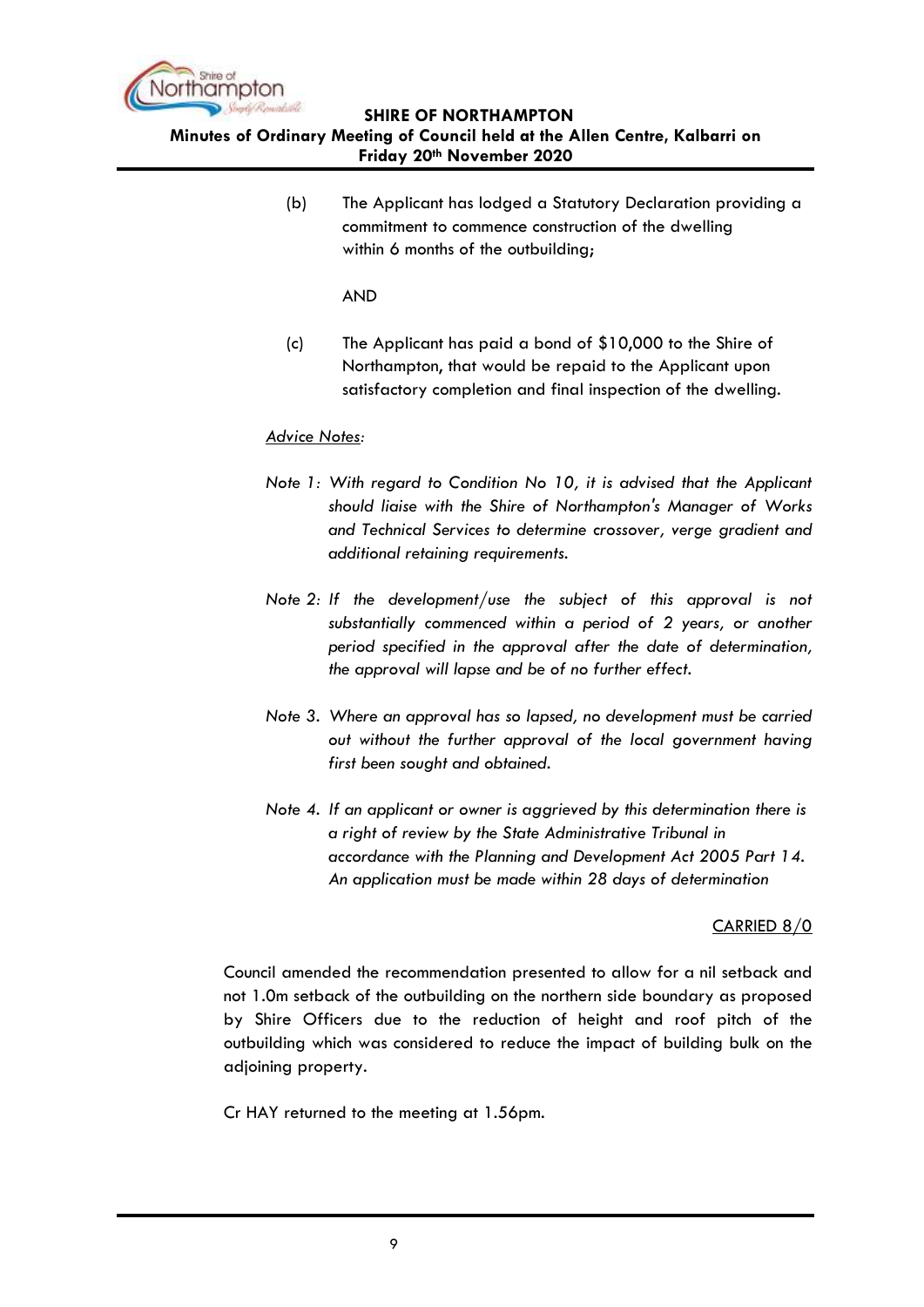(b) The Applicant has lodged a Statutory Declaration providing a commitment to commence construction of the dwelling within 6 months of the outbuilding;

AND

(c) The Applicant has paid a bond of $10,000 to the Shire of Northampton, that would be repaid to the Applicant upon satisfactory completion and final inspection of the dwelling.

*Advice Notes:*

*Note 1: With regard to Condition No 10, it is advised that the Applicant should liaise with the Shire of Northampton's Manager of Works and Technical Services to determine crossover, verge gradient and additional retaining requirements.*

*Note 2: If the development/use the subject of this approval is not substantially commenced within a period of 2 years, or another period specified in the approval after the date of determination, the approval will lapse and be of no further effect.*

*Note 3. Where an approval has so lapsed, no development must be carried out without the further approval of the local government having first been sought and obtained.*

*Note 4. If an applicant or owner is aggrieved by this determination there is a right of review by the State Administrative Tribunal in accordance with the Planning and Development Act 2005 Part 14. An application must be made within 28 days of determination*

CARRIED 8/0

Council amended the recommendation presented to allow for a nil setback and not 1.0m setback of the outbuilding on the northern side boundary as proposed by Shire Officers due to the reduction of height and roof pitch of the outbuilding which was considered to reduce the impact of building bulk on the adjoining property.

Cr HAY returned to the meeting at 1.56pm.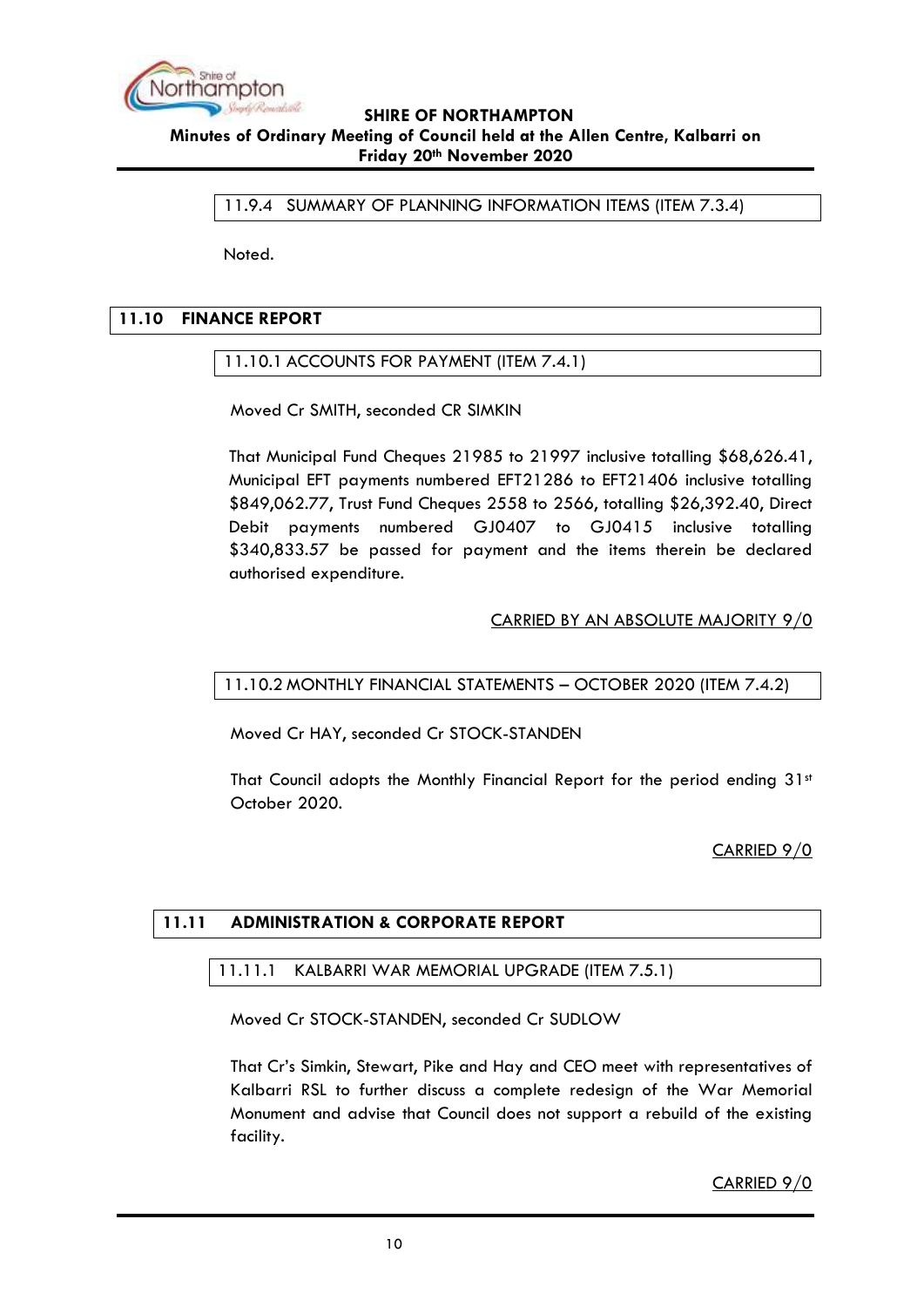### 11.9.4 SUMMARY OF PLANNING INFORMATION ITEMS (ITEM 7.3.4)

Noted.

## 11.10 FINANCE REPORT

### 11.10.1 ACCOUNTS FOR PAYMENT (ITEM 7.4.1)

Moved Cr SMITH, seconded CR SIMKIN

That Municipal Fund Cheques 21985 to 21997 inclusive totalling $68,626.41, Municipal EFT payments numbered EFT21286 to EFT21406 inclusive totalling $849,062.77, Trust Fund Cheques 2558 to 2566, totalling $26,392.40, Direct Debit payments numbered GJ0407 to GJ0415 inclusive totalling $340,833.57 be passed for payment and the items therein be declared authorised expenditure.

CARRIED BY AN ABSOLUTE MAJORITY 9/0

### 11.10.2 MONTHLY FINANCIAL STATEMENTS – OCTOBER 2020 (ITEM 7.4.2)

Moved Cr HAY, seconded Cr STOCK-STANDEN

That Council adopts the Monthly Financial Report for the period ending 31st October 2020.

CARRIED 9/0

## 11.11 ADMINISTRATION & CORPORATE REPORT

### 11.11.1 KALBARRI WAR MEMORIAL UPGRADE (ITEM 7.5.1)

Moved Cr STOCK-STANDEN, seconded Cr SUDLOW

That Cr's Simkin, Stewart, Pike and Hay and CEO meet with representatives of Kalbarri RSL to further discuss a complete redesign of the War Memorial Monument and advise that Council does not support a rebuild of the existing facility.

CARRIED 9/0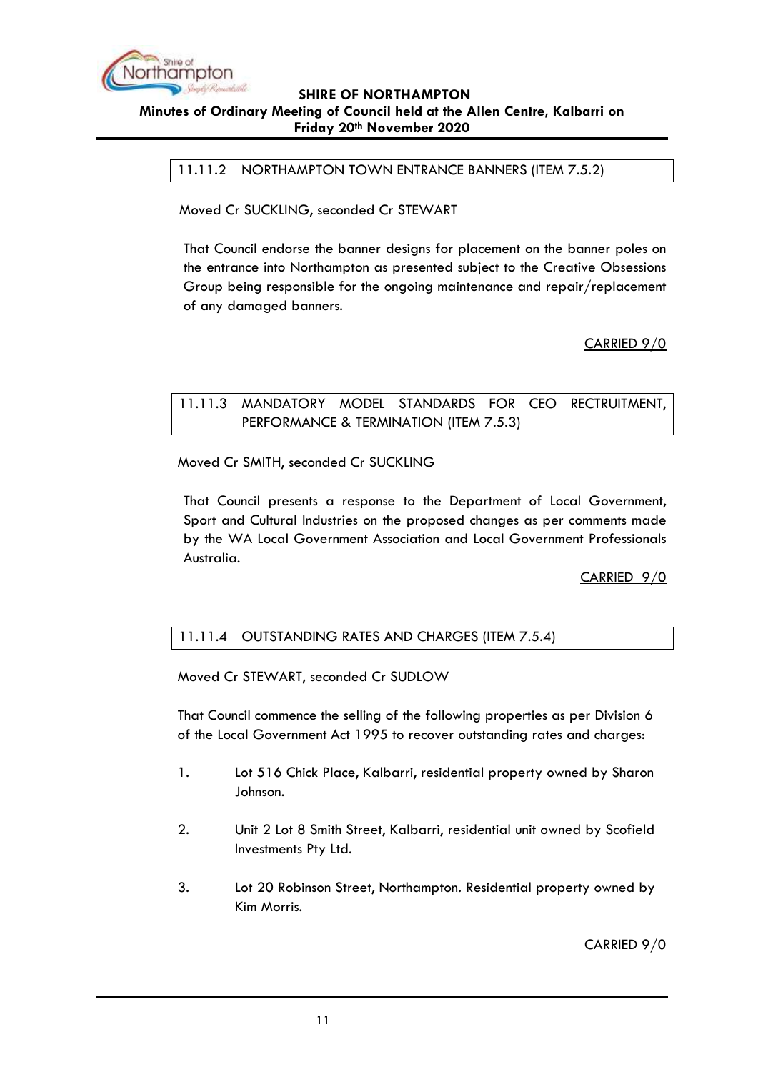### 11.11.2 NORTHAMPTON TOWN ENTRANCE BANNERS (ITEM 7.5.2)

Moved Cr SUCKLING, seconded Cr STEWART

That Council endorse the banner designs for placement on the banner poles on the entrance into Northampton as presented subject to the Creative Obsessions Group being responsible for the ongoing maintenance and repair/replacement of any damaged banners.

CARRIED 9/0

### 11.11.3 MANDATORY MODEL STANDARDS FOR CEO RECTRUITMENT, PERFORMANCE & TERMINATION (ITEM 7.5.3)

Moved Cr SMITH, seconded Cr SUCKLING

That Council presents a response to the Department of Local Government, Sport and Cultural Industries on the proposed changes as per comments made by the WA Local Government Association and Local Government Professionals Australia.

CARRIED 9/0

### 11.11.4 OUTSTANDING RATES AND CHARGES (ITEM 7.5.4)

Moved Cr STEWART, seconded Cr SUDLOW

That Council commence the selling of the following properties as per Division 6 of the Local Government Act 1995 to recover outstanding rates and charges:

1. Lot 516 Chick Place, Kalbarri, residential property owned by Sharon Johnson.

2. Unit 2 Lot 8 Smith Street, Kalbarri, residential unit owned by Scofield Investments Pty Ltd.

3. Lot 20 Robinson Street, Northampton. Residential property owned by Kim Morris.

CARRIED 9/0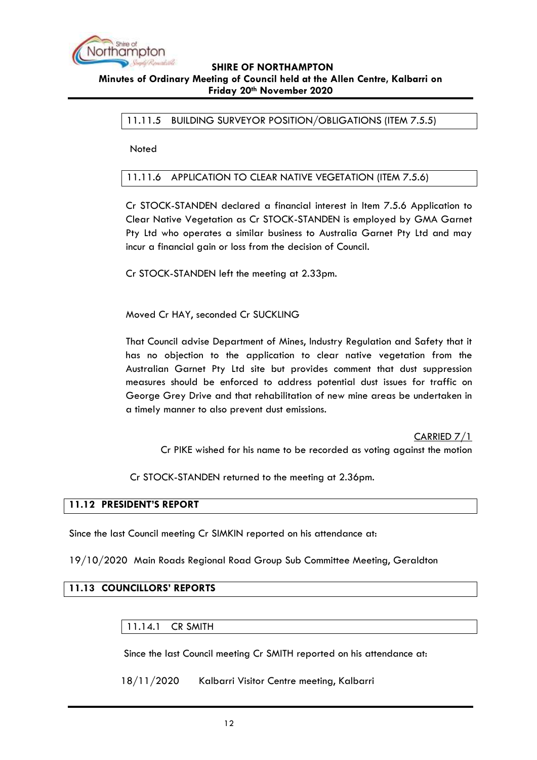### 11.11.5 BUILDING SURVEYOR POSITION/OBLIGATIONS (ITEM 7.5.5)

Noted

### 11.11.6 APPLICATION TO CLEAR NATIVE VEGETATION (ITEM 7.5.6)

Cr STOCK-STANDEN declared a financial interest in Item 7.5.6 Application to Clear Native Vegetation as Cr STOCK-STANDEN is employed by GMA Garnet Pty Ltd who operates a similar business to Australia Garnet Pty Ltd and may incur a financial gain or loss from the decision of Council.

Cr STOCK-STANDEN left the meeting at 2.33pm.

Moved Cr HAY, seconded Cr SUCKLING

That Council advise Department of Mines, Industry Regulation and Safety that it has no objection to the application to clear native vegetation from the Australian Garnet Pty Ltd site but provides comment that dust suppression measures should be enforced to address potential dust issues for traffic on George Grey Drive and that rehabilitation of new mine areas be undertaken in a timely manner to also prevent dust emissions.

CARRIED 7/1

Cr PIKE wished for his name to be recorded as voting against the motion

Cr STOCK-STANDEN returned to the meeting at 2.36pm.

## 11.12 PRESIDENT'S REPORT

Since the last Council meeting Cr SIMKIN reported on his attendance at:

19/10/2020 Main Roads Regional Road Group Sub Committee Meeting, Geraldton

## 11.13 COUNCILLORS' REPORTS

### 11.14.1 CR SMITH

Since the last Council meeting Cr SMITH reported on his attendance at:

18/11/2020 Kalbarri Visitor Centre meeting, Kalbarri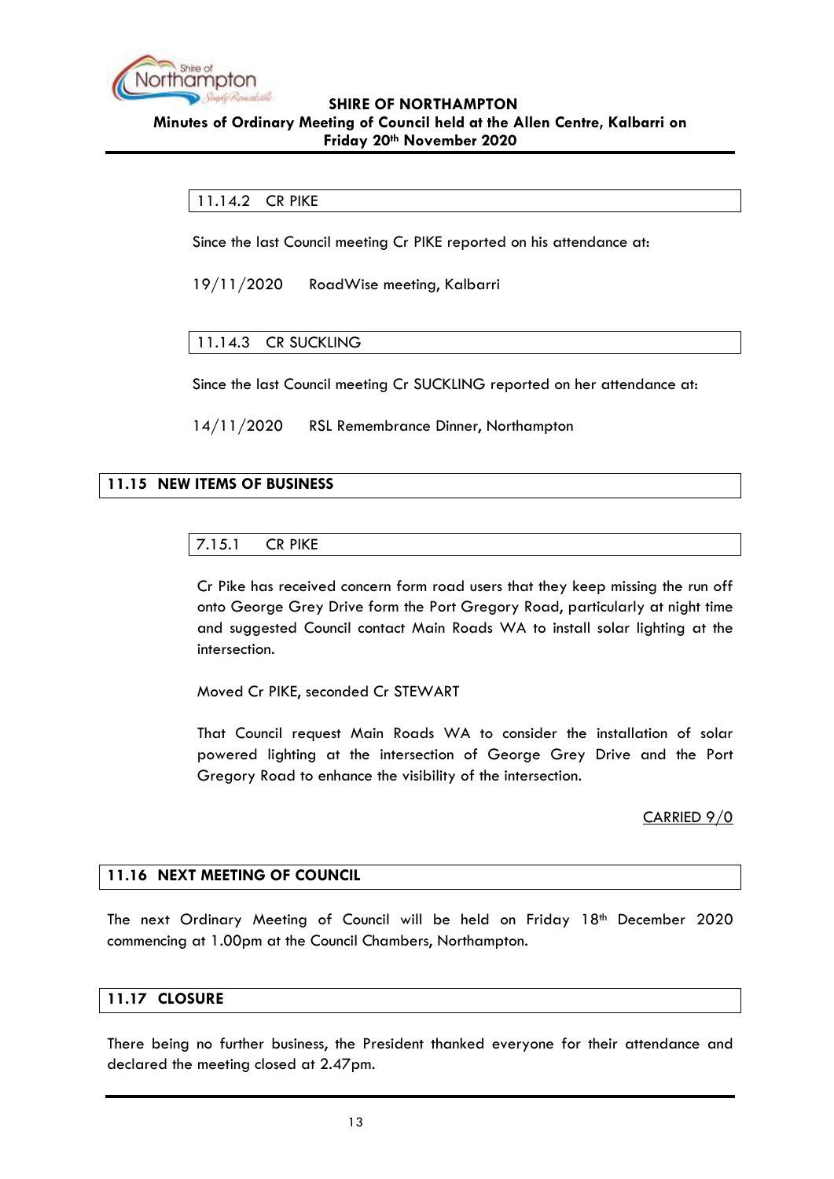### 11.14.2 CR PIKE

Since the last Council meeting Cr PIKE reported on his attendance at:

19/11/2020 RoadWise meeting, Kalbarri

### 11.14.3 CR SUCKLING

Since the last Council meeting Cr SUCKLING reported on her attendance at:

14/11/2020 RSL Remembrance Dinner, Northampton

## 11.15 NEW ITEMS OF BUSINESS

### 7.15.1 CR PIKE

Cr Pike has received concern form road users that they keep missing the run off onto George Grey Drive form the Port Gregory Road, particularly at night time and suggested Council contact Main Roads WA to install solar lighting at the intersection.

Moved Cr PIKE, seconded Cr STEWART

That Council request Main Roads WA to consider the installation of solar powered lighting at the intersection of George Grey Drive and the Port Gregory Road to enhance the visibility of the intersection.

CARRIED 9/0

## 11.16 NEXT MEETING OF COUNCIL

The next Ordinary Meeting of Council will be held on Friday 18th December 2020 commencing at 1.00pm at the Council Chambers, Northampton.

## 11.17 CLOSURE

There being no further business, the President thanked everyone for their attendance and declared the meeting closed at 2.47pm.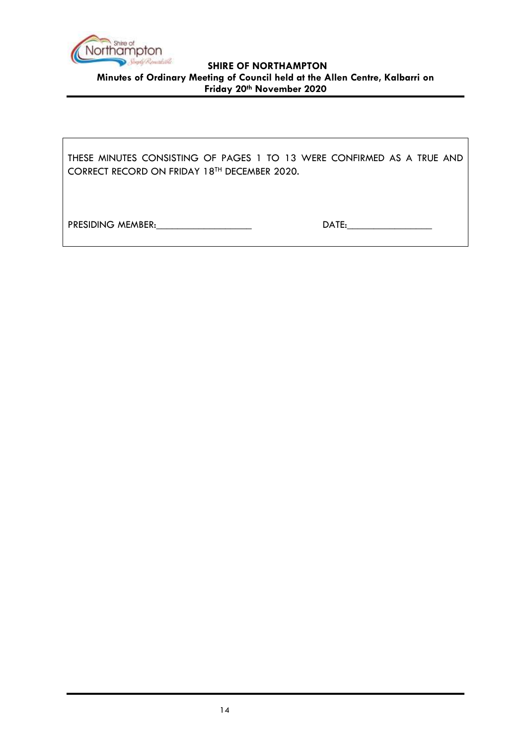THESE MINUTES CONSISTING OF PAGES 1 TO 13 WERE CONFIRMED AS A TRUE AND CORRECT RECORD ON FRIDAY 18TH DECEMBER 2020.

PRESIDING MEMBER:___________________ DATE:_________________